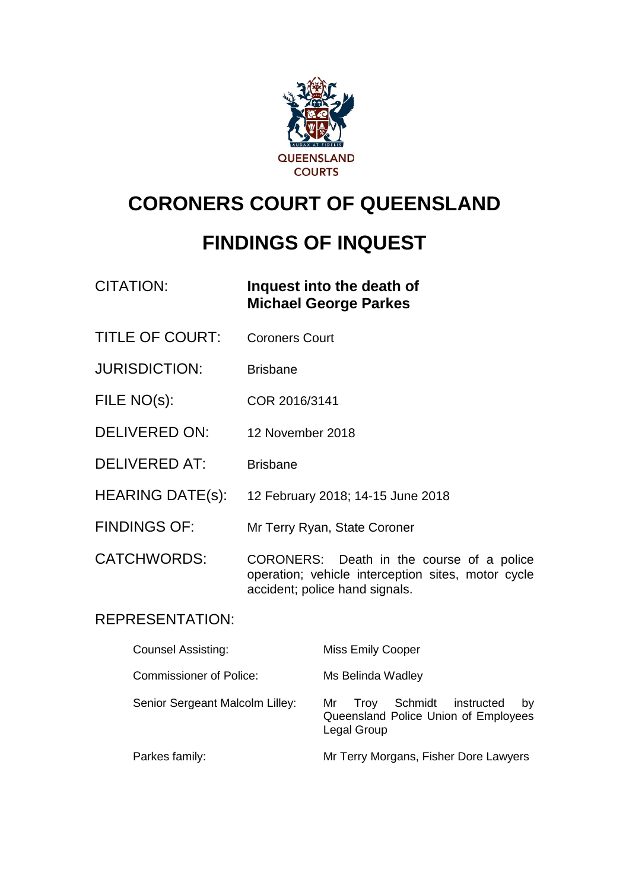QUEENSLAND COURTS

# CORONERS COURT OF QUEENSLAND

# FINDINGS OF INQUEST

| | |
|---|---|
| CITATION: | **Inquest into the death of Michael George Parkes** |
| TITLE OF COURT: | Coroners Court |
| JURISDICTION: | Brisbane |
| FILE NO(s): | COR 2016/3141 |
| DELIVERED ON: | 12 November 2018 |
| DELIVERED AT: | Brisbane |
| HEARING DATE(s): | 12 February 2018; 14-15 June 2018 |
| FINDINGS OF: | Mr Terry Ryan, State Coroner |
| CATCHWORDS: | CORONERS: Death in the course of a police operation; vehicle interception sites, motor cycle accident; police hand signals. |

REPRESENTATION:

| | |
|---|---|
| Counsel Assisting: | Miss Emily Cooper |
| Commissioner of Police: | Ms Belinda Wadley |
| Senior Sergeant Malcolm Lilley: | Mr Troy Schmidt instructed by Queensland Police Union of Employees Legal Group |
| Parkes family: | Mr Terry Morgans, Fisher Dore Lawyers |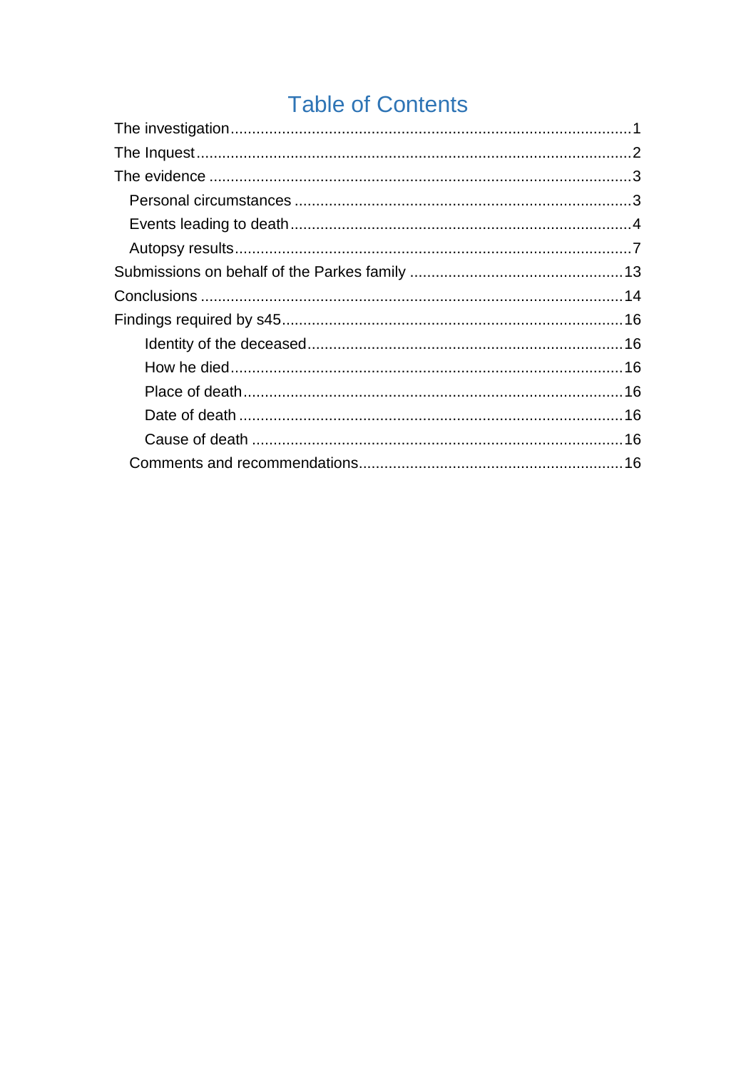# Table of Contents

The investigation ..... 1

The Inquest ..... 2

The evidence ..... 3

- Personal circumstances ..... 3
- Events leading to death ..... 4
- Autopsy results ..... 7

Submissions on behalf of the Parkes family ..... 13

Conclusions ..... 14

Findings required by s45 ..... 16

- Identity of the deceased ..... 16
- How he died ..... 16
- Place of death ..... 16
- Date of death ..... 16
- Cause of death ..... 16

Comments and recommendations ..... 16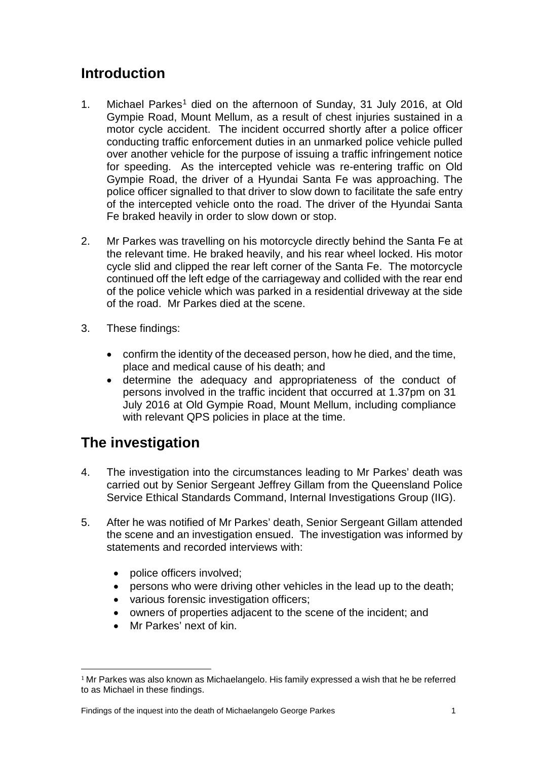## Introduction

1. Michael Parkes[1] died on the afternoon of Sunday, 31 July 2016, at Old Gympie Road, Mount Mellum, as a result of chest injuries sustained in a motor cycle accident. The incident occurred shortly after a police officer conducting traffic enforcement duties in an unmarked police vehicle pulled over another vehicle for the purpose of issuing a traffic infringement notice for speeding. As the intercepted vehicle was re-entering traffic on Old Gympie Road, the driver of a Hyundai Santa Fe was approaching. The police officer signalled to that driver to slow down to facilitate the safe entry of the intercepted vehicle onto the road. The driver of the Hyundai Santa Fe braked heavily in order to slow down or stop.

2. Mr Parkes was travelling on his motorcycle directly behind the Santa Fe at the relevant time. He braked heavily, and his rear wheel locked. His motor cycle slid and clipped the rear left corner of the Santa Fe. The motorcycle continued off the left edge of the carriageway and collided with the rear end of the police vehicle which was parked in a residential driveway at the side of the road. Mr Parkes died at the scene.

3. These findings:

   - confirm the identity of the deceased person, how he died, and the time, place and medical cause of his death; and
   - determine the adequacy and appropriateness of the conduct of persons involved in the traffic incident that occurred at 1.37pm on 31 July 2016 at Old Gympie Road, Mount Mellum, including compliance with relevant QPS policies in place at the time.

## The investigation

4. The investigation into the circumstances leading to Mr Parkes' death was carried out by Senior Sergeant Jeffrey Gillam from the Queensland Police Service Ethical Standards Command, Internal Investigations Group (IIG).

5. After he was notified of Mr Parkes' death, Senior Sergeant Gillam attended the scene and an investigation ensued. The investigation was informed by statements and recorded interviews with:

   - police officers involved;
   - persons who were driving other vehicles in the lead up to the death;
   - various forensic investigation officers;
   - owners of properties adjacent to the scene of the incident; and
   - Mr Parkes' next of kin.

[1] Mr Parkes was also known as Michaelangelo. His family expressed a wish that he be referred to as Michael in these findings.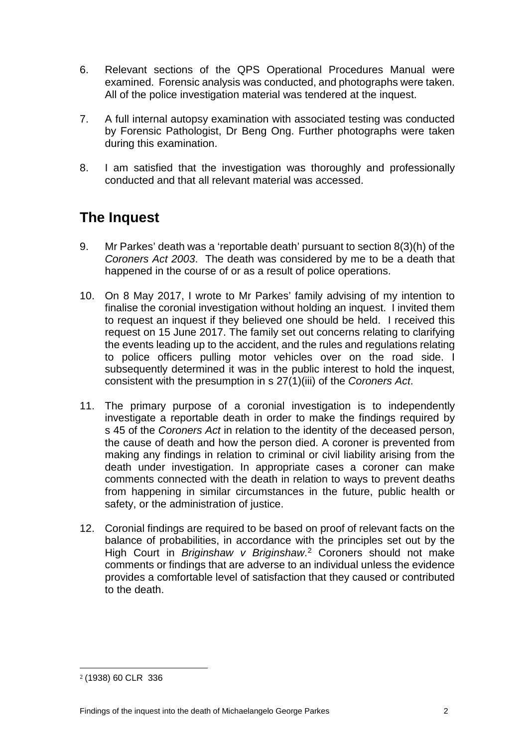6. Relevant sections of the QPS Operational Procedures Manual were examined. Forensic analysis was conducted, and photographs were taken. All of the police investigation material was tendered at the inquest.

7. A full internal autopsy examination with associated testing was conducted by Forensic Pathologist, Dr Beng Ong. Further photographs were taken during this examination.

8. I am satisfied that the investigation was thoroughly and professionally conducted and that all relevant material was accessed.

## The Inquest

9. Mr Parkes' death was a 'reportable death' pursuant to section 8(3)(h) of the *Coroners Act 2003*. The death was considered by me to be a death that happened in the course of or as a result of police operations.

10. On 8 May 2017, I wrote to Mr Parkes' family advising of my intention to finalise the coronial investigation without holding an inquest. I invited them to request an inquest if they believed one should be held. I received this request on 15 June 2017. The family set out concerns relating to clarifying the events leading up to the accident, and the rules and regulations relating to police officers pulling motor vehicles over on the road side. I subsequently determined it was in the public interest to hold the inquest, consistent with the presumption in s 27(1)(iii) of the *Coroners Act*.

11. The primary purpose of a coronial investigation is to independently investigate a reportable death in order to make the findings required by s 45 of the *Coroners Act* in relation to the identity of the deceased person, the cause of death and how the person died. A coroner is prevented from making any findings in relation to criminal or civil liability arising from the death under investigation. In appropriate cases a coroner can make comments connected with the death in relation to ways to prevent deaths from happening in similar circumstances in the future, public health or safety, or the administration of justice.

12. Coronial findings are required to be based on proof of relevant facts on the balance of probabilities, in accordance with the principles set out by the High Court in *Briginshaw v Briginshaw*.[2] Coroners should not make comments or findings that are adverse to an individual unless the evidence provides a comfortable level of satisfaction that they caused or contributed to the death.

[2] (1938) 60 CLR 336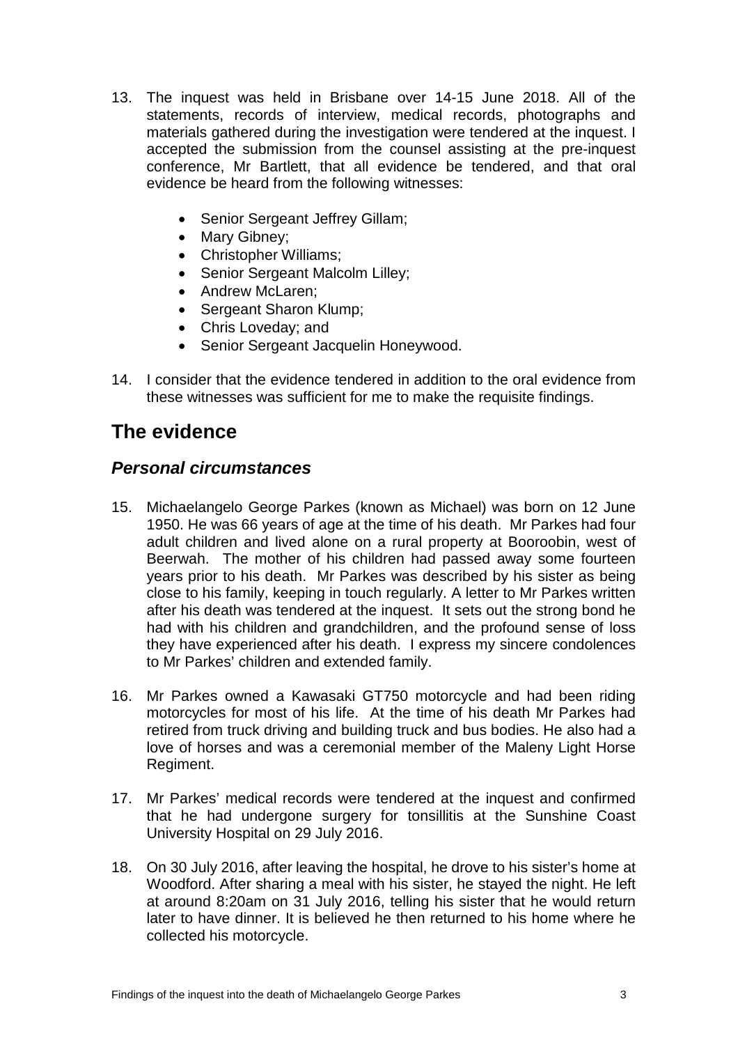13. The inquest was held in Brisbane over 14-15 June 2018. All of the statements, records of interview, medical records, photographs and materials gathered during the investigation were tendered at the inquest. I accepted the submission from the counsel assisting at the pre-inquest conference, Mr Bartlett, that all evidence be tendered, and that oral evidence be heard from the following witnesses:

    - Senior Sergeant Jeffrey Gillam;
    - Mary Gibney;
    - Christopher Williams;
    - Senior Sergeant Malcolm Lilley;
    - Andrew McLaren;
    - Sergeant Sharon Klump;
    - Chris Loveday; and
    - Senior Sergeant Jacquelin Honeywood.

14. I consider that the evidence tendered in addition to the oral evidence from these witnesses was sufficient for me to make the requisite findings.

## The evidence

### *Personal circumstances*

15. Michaelangelo George Parkes (known as Michael) was born on 12 June 1950. He was 66 years of age at the time of his death. Mr Parkes had four adult children and lived alone on a rural property at Booroobin, west of Beerwah. The mother of his children had passed away some fourteen years prior to his death. Mr Parkes was described by his sister as being close to his family, keeping in touch regularly. A letter to Mr Parkes written after his death was tendered at the inquest. It sets out the strong bond he had with his children and grandchildren, and the profound sense of loss they have experienced after his death. I express my sincere condolences to Mr Parkes' children and extended family.

16. Mr Parkes owned a Kawasaki GT750 motorcycle and had been riding motorcycles for most of his life. At the time of his death Mr Parkes had retired from truck driving and building truck and bus bodies. He also had a love of horses and was a ceremonial member of the Maleny Light Horse Regiment.

17. Mr Parkes' medical records were tendered at the inquest and confirmed that he had undergone surgery for tonsillitis at the Sunshine Coast University Hospital on 29 July 2016.

18. On 30 July 2016, after leaving the hospital, he drove to his sister's home at Woodford. After sharing a meal with his sister, he stayed the night. He left at around 8:20am on 31 July 2016, telling his sister that he would return later to have dinner. It is believed he then returned to his home where he collected his motorcycle.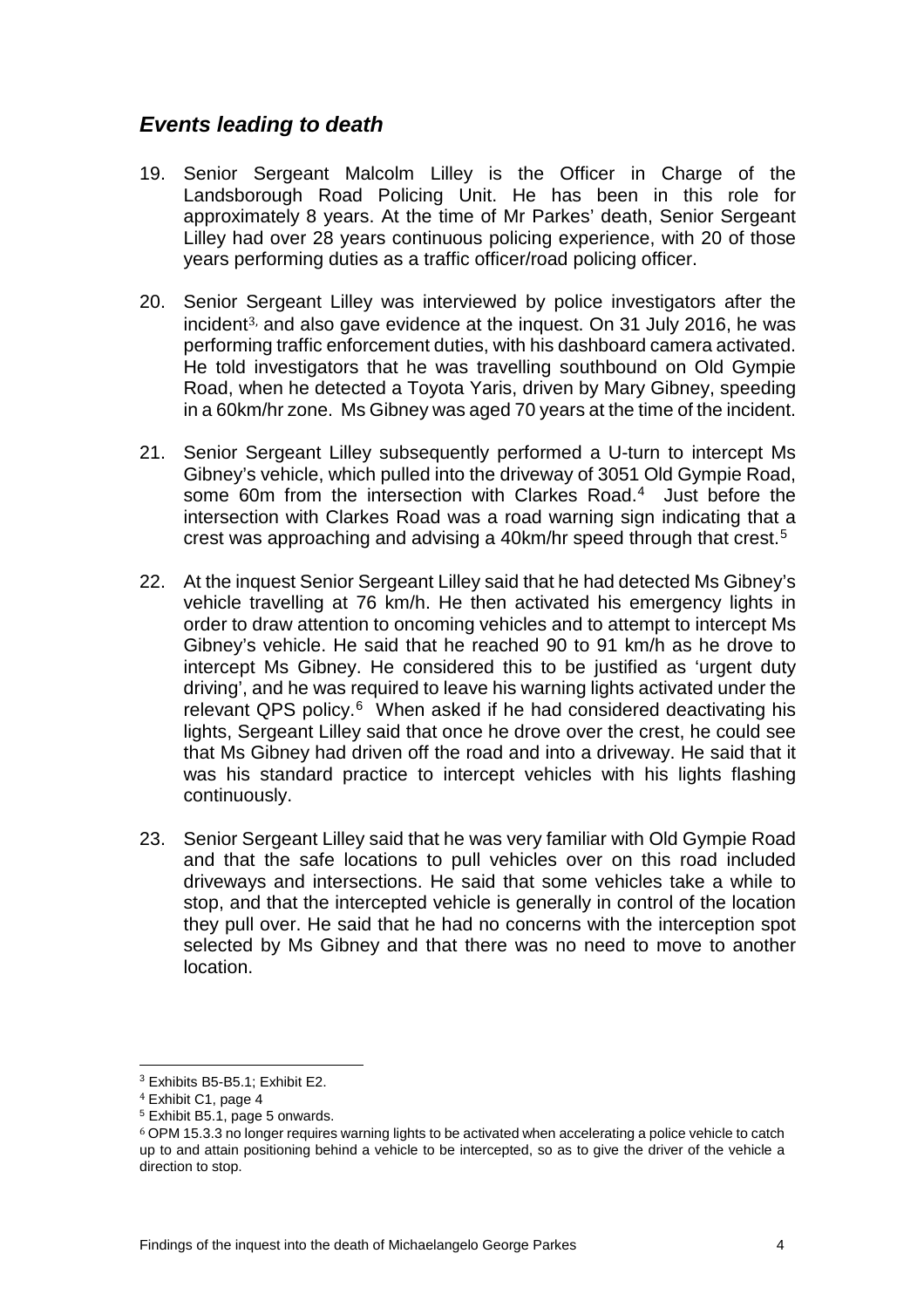## *Events leading to death*

19. Senior Sergeant Malcolm Lilley is the Officer in Charge of the Landsborough Road Policing Unit. He has been in this role for approximately 8 years. At the time of Mr Parkes' death, Senior Sergeant Lilley had over 28 years continuous policing experience, with 20 of those years performing duties as a traffic officer/road policing officer.

20. Senior Sergeant Lilley was interviewed by police investigators after the incident[3], and also gave evidence at the inquest. On 31 July 2016, he was performing traffic enforcement duties, with his dashboard camera activated. He told investigators that he was travelling southbound on Old Gympie Road, when he detected a Toyota Yaris, driven by Mary Gibney, speeding in a 60km/hr zone. Ms Gibney was aged 70 years at the time of the incident.

21. Senior Sergeant Lilley subsequently performed a U-turn to intercept Ms Gibney's vehicle, which pulled into the driveway of 3051 Old Gympie Road, some 60m from the intersection with Clarkes Road.[4] Just before the intersection with Clarkes Road was a road warning sign indicating that a crest was approaching and advising a 40km/hr speed through that crest.[5]

22. At the inquest Senior Sergeant Lilley said that he had detected Ms Gibney's vehicle travelling at 76 km/h. He then activated his emergency lights in order to draw attention to oncoming vehicles and to attempt to intercept Ms Gibney's vehicle. He said that he reached 90 to 91 km/h as he drove to intercept Ms Gibney. He considered this to be justified as 'urgent duty driving', and he was required to leave his warning lights activated under the relevant QPS policy.[6] When asked if he had considered deactivating his lights, Sergeant Lilley said that once he drove over the crest, he could see that Ms Gibney had driven off the road and into a driveway. He said that it was his standard practice to intercept vehicles with his lights flashing continuously.

23. Senior Sergeant Lilley said that he was very familiar with Old Gympie Road and that the safe locations to pull vehicles over on this road included driveways and intersections. He said that some vehicles take a while to stop, and that the intercepted vehicle is generally in control of the location they pull over. He said that he had no concerns with the interception spot selected by Ms Gibney and that there was no need to move to another location.

---

[3] Exhibits B5-B5.1; Exhibit E2.

[4] Exhibit C1, page 4

[5] Exhibit B5.1, page 5 onwards.

[6] OPM 15.3.3 no longer requires warning lights to be activated when accelerating a police vehicle to catch up to and attain positioning behind a vehicle to be intercepted, so as to give the driver of the vehicle a direction to stop.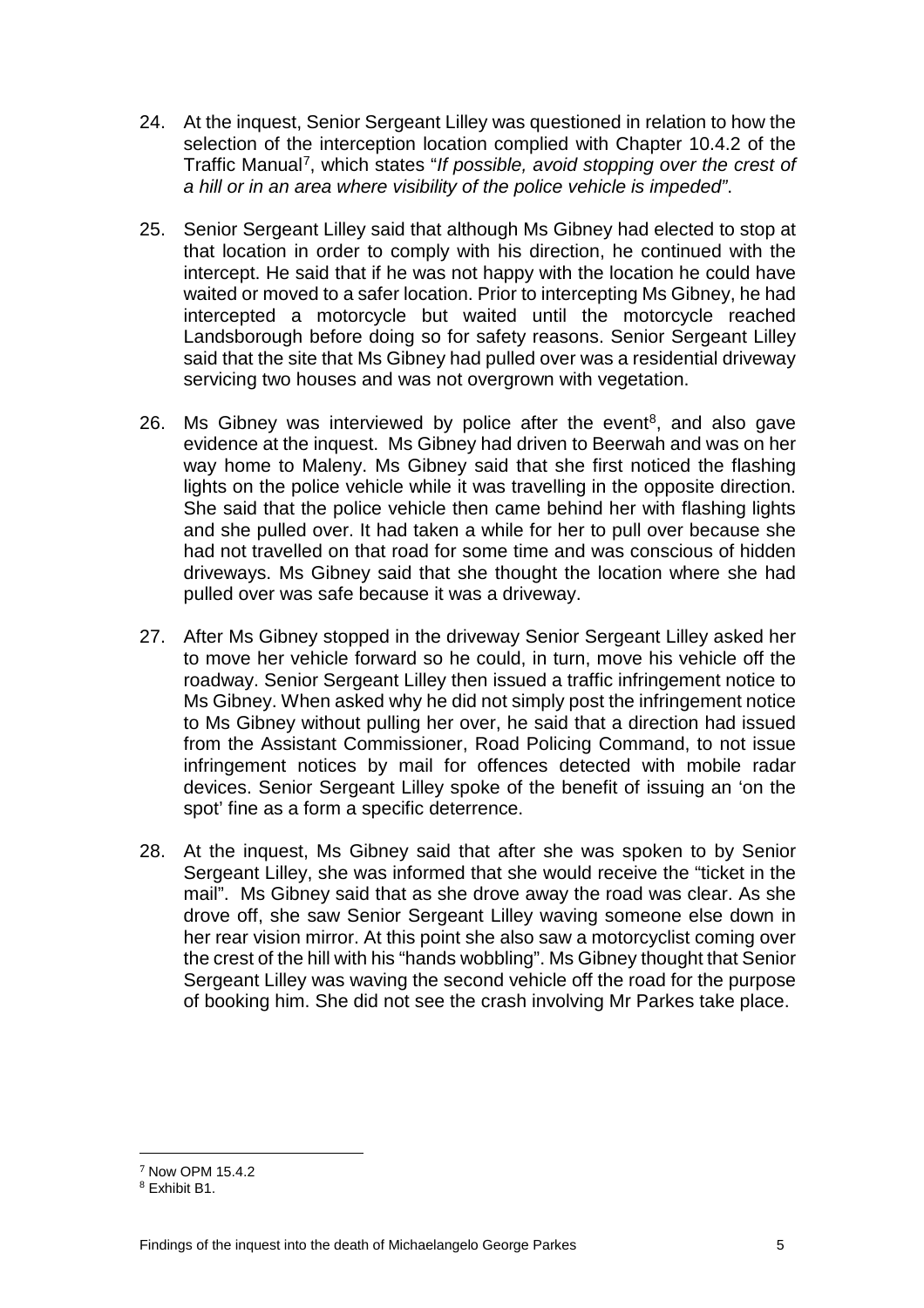24. At the inquest, Senior Sergeant Lilley was questioned in relation to how the selection of the interception location complied with Chapter 10.4.2 of the Traffic Manual[7], which states "*If possible, avoid stopping over the crest of a hill or in an area where visibility of the police vehicle is impeded*".

25. Senior Sergeant Lilley said that although Ms Gibney had elected to stop at that location in order to comply with his direction, he continued with the intercept. He said that if he was not happy with the location he could have waited or moved to a safer location. Prior to intercepting Ms Gibney, he had intercepted a motorcycle but waited until the motorcycle reached Landsborough before doing so for safety reasons. Senior Sergeant Lilley said that the site that Ms Gibney had pulled over was a residential driveway servicing two houses and was not overgrown with vegetation.

26. Ms Gibney was interviewed by police after the event[8], and also gave evidence at the inquest. Ms Gibney had driven to Beerwah and was on her way home to Maleny. Ms Gibney said that she first noticed the flashing lights on the police vehicle while it was travelling in the opposite direction. She said that the police vehicle then came behind her with flashing lights and she pulled over. It had taken a while for her to pull over because she had not travelled on that road for some time and was conscious of hidden driveways. Ms Gibney said that she thought the location where she had pulled over was safe because it was a driveway.

27. After Ms Gibney stopped in the driveway Senior Sergeant Lilley asked her to move her vehicle forward so he could, in turn, move his vehicle off the roadway. Senior Sergeant Lilley then issued a traffic infringement notice to Ms Gibney. When asked why he did not simply post the infringement notice to Ms Gibney without pulling her over, he said that a direction had issued from the Assistant Commissioner, Road Policing Command, to not issue infringement notices by mail for offences detected with mobile radar devices. Senior Sergeant Lilley spoke of the benefit of issuing an 'on the spot' fine as a form a specific deterrence.

28. At the inquest, Ms Gibney said that after she was spoken to by Senior Sergeant Lilley, she was informed that she would receive the "ticket in the mail". Ms Gibney said that as she drove away the road was clear. As she drove off, she saw Senior Sergeant Lilley waving someone else down in her rear vision mirror. At this point she also saw a motorcyclist coming over the crest of the hill with his "hands wobbling". Ms Gibney thought that Senior Sergeant Lilley was waving the second vehicle off the road for the purpose of booking him. She did not see the crash involving Mr Parkes take place.

---

[7] Now OPM 15.4.2

[8] Exhibit B1.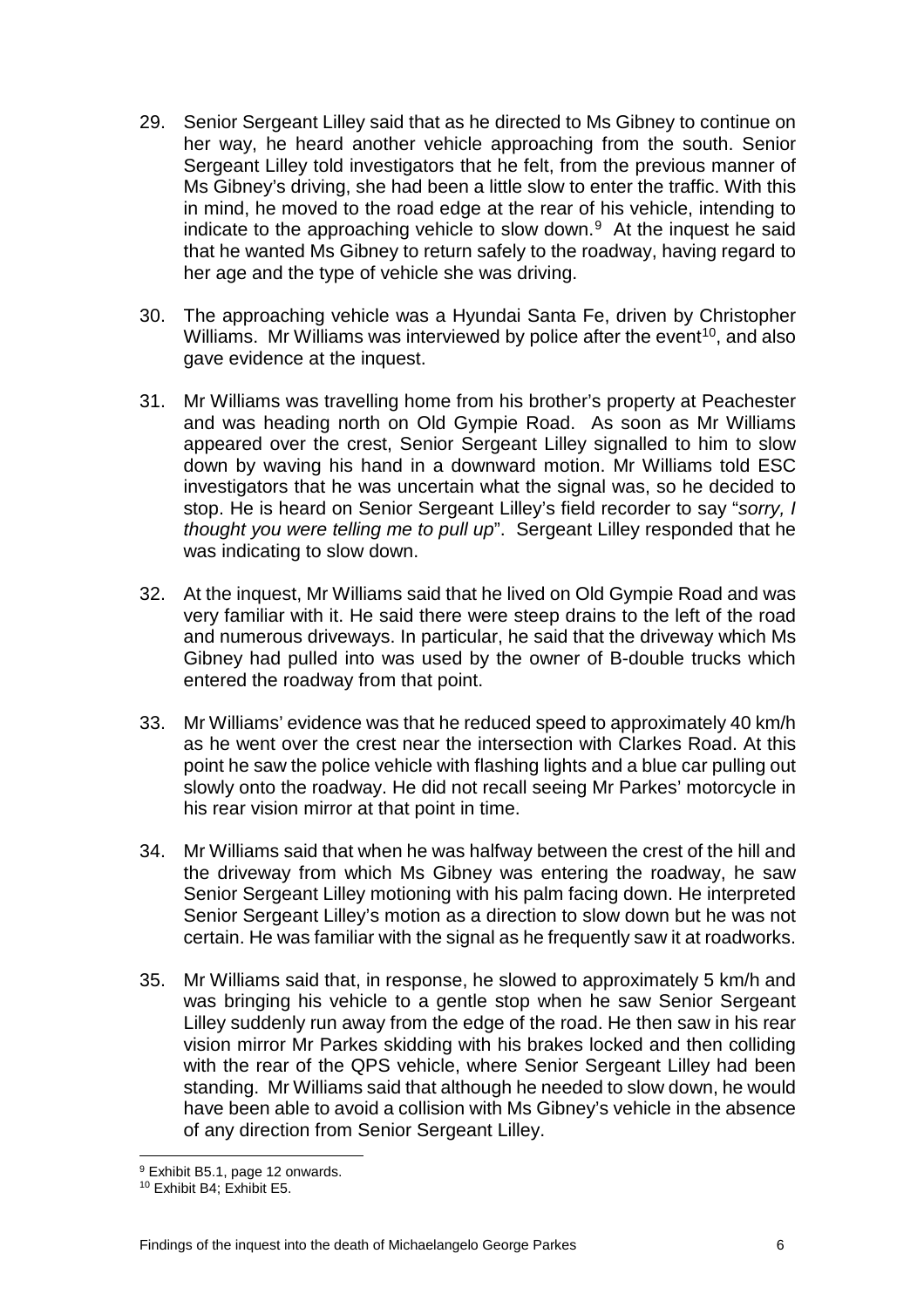29. Senior Sergeant Lilley said that as he directed to Ms Gibney to continue on her way, he heard another vehicle approaching from the south. Senior Sergeant Lilley told investigators that he felt, from the previous manner of Ms Gibney's driving, she had been a little slow to enter the traffic. With this in mind, he moved to the road edge at the rear of his vehicle, intending to indicate to the approaching vehicle to slow down.[9] At the inquest he said that he wanted Ms Gibney to return safely to the roadway, having regard to her age and the type of vehicle she was driving.

30. The approaching vehicle was a Hyundai Santa Fe, driven by Christopher Williams. Mr Williams was interviewed by police after the event[10], and also gave evidence at the inquest.

31. Mr Williams was travelling home from his brother's property at Peachester and was heading north on Old Gympie Road. As soon as Mr Williams appeared over the crest, Senior Sergeant Lilley signalled to him to slow down by waving his hand in a downward motion. Mr Williams told ESC investigators that he was uncertain what the signal was, so he decided to stop. He is heard on Senior Sergeant Lilley's field recorder to say "*sorry, I thought you were telling me to pull up*". Sergeant Lilley responded that he was indicating to slow down.

32. At the inquest, Mr Williams said that he lived on Old Gympie Road and was very familiar with it. He said there were steep drains to the left of the road and numerous driveways. In particular, he said that the driveway which Ms Gibney had pulled into was used by the owner of B-double trucks which entered the roadway from that point.

33. Mr Williams' evidence was that he reduced speed to approximately 40 km/h as he went over the crest near the intersection with Clarkes Road. At this point he saw the police vehicle with flashing lights and a blue car pulling out slowly onto the roadway. He did not recall seeing Mr Parkes' motorcycle in his rear vision mirror at that point in time.

34. Mr Williams said that when he was halfway between the crest of the hill and the driveway from which Ms Gibney was entering the roadway, he saw Senior Sergeant Lilley motioning with his palm facing down. He interpreted Senior Sergeant Lilley's motion as a direction to slow down but he was not certain. He was familiar with the signal as he frequently saw it at roadworks.

35. Mr Williams said that, in response, he slowed to approximately 5 km/h and was bringing his vehicle to a gentle stop when he saw Senior Sergeant Lilley suddenly run away from the edge of the road. He then saw in his rear vision mirror Mr Parkes skidding with his brakes locked and then colliding with the rear of the QPS vehicle, where Senior Sergeant Lilley had been standing. Mr Williams said that although he needed to slow down, he would have been able to avoid a collision with Ms Gibney's vehicle in the absence of any direction from Senior Sergeant Lilley.

---

[9] Exhibit B5.1, page 12 onwards.

[10] Exhibit B4; Exhibit E5.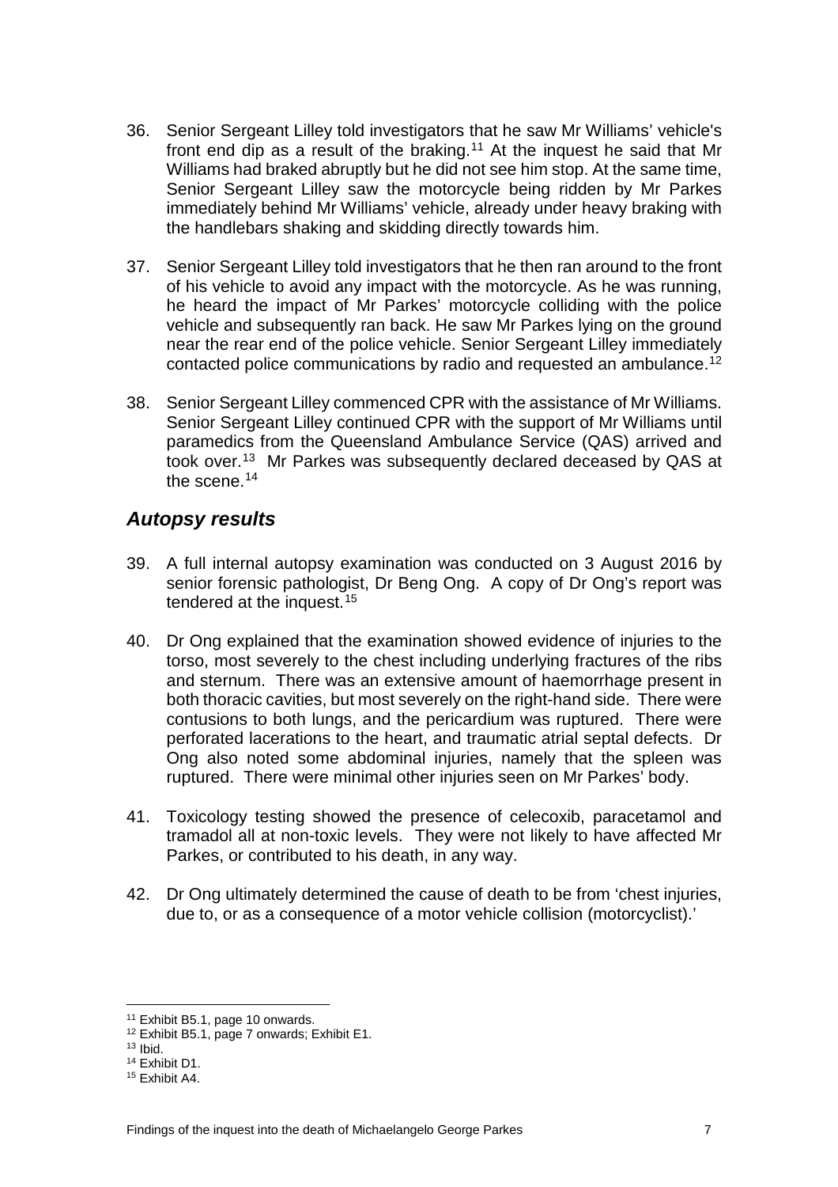36. Senior Sergeant Lilley told investigators that he saw Mr Williams' vehicle's front end dip as a result of the braking.[11] At the inquest he said that Mr Williams had braked abruptly but he did not see him stop. At the same time, Senior Sergeant Lilley saw the motorcycle being ridden by Mr Parkes immediately behind Mr Williams' vehicle, already under heavy braking with the handlebars shaking and skidding directly towards him.

37. Senior Sergeant Lilley told investigators that he then ran around to the front of his vehicle to avoid any impact with the motorcycle. As he was running, he heard the impact of Mr Parkes' motorcycle colliding with the police vehicle and subsequently ran back. He saw Mr Parkes lying on the ground near the rear end of the police vehicle. Senior Sergeant Lilley immediately contacted police communications by radio and requested an ambulance.[12]

38. Senior Sergeant Lilley commenced CPR with the assistance of Mr Williams. Senior Sergeant Lilley continued CPR with the support of Mr Williams until paramedics from the Queensland Ambulance Service (QAS) arrived and took over.[13] Mr Parkes was subsequently declared deceased by QAS at the scene.[14]

## *Autopsy results*

39. A full internal autopsy examination was conducted on 3 August 2016 by senior forensic pathologist, Dr Beng Ong. A copy of Dr Ong's report was tendered at the inquest.[15]

40. Dr Ong explained that the examination showed evidence of injuries to the torso, most severely to the chest including underlying fractures of the ribs and sternum. There was an extensive amount of haemorrhage present in both thoracic cavities, but most severely on the right-hand side. There were contusions to both lungs, and the pericardium was ruptured. There were perforated lacerations to the heart, and traumatic atrial septal defects. Dr Ong also noted some abdominal injuries, namely that the spleen was ruptured. There were minimal other injuries seen on Mr Parkes' body.

41. Toxicology testing showed the presence of celecoxib, paracetamol and tramadol all at non-toxic levels. They were not likely to have affected Mr Parkes, or contributed to his death, in any way.

42. Dr Ong ultimately determined the cause of death to be from 'chest injuries, due to, or as a consequence of a motor vehicle collision (motorcyclist).'

---

[11] Exhibit B5.1, page 10 onwards.
[12] Exhibit B5.1, page 7 onwards; Exhibit E1.
[13] Ibid.
[14] Exhibit D1.
[15] Exhibit A4.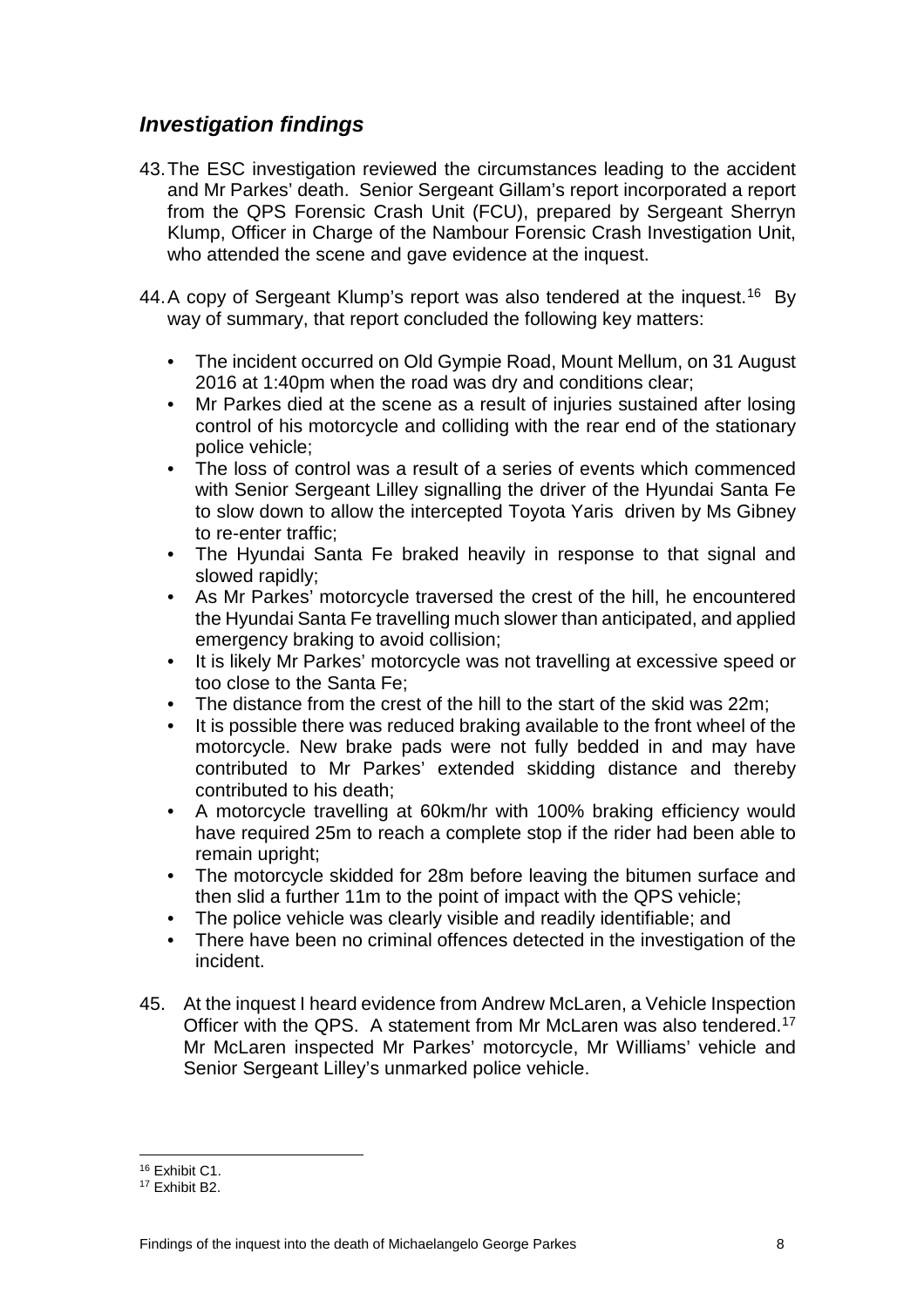## *Investigation findings*

43. The ESC investigation reviewed the circumstances leading to the accident and Mr Parkes' death. Senior Sergeant Gillam's report incorporated a report from the QPS Forensic Crash Unit (FCU), prepared by Sergeant Sherryn Klump, Officer in Charge of the Nambour Forensic Crash Investigation Unit, who attended the scene and gave evidence at the inquest.

44. A copy of Sergeant Klump's report was also tendered at the inquest.[16] By way of summary, that report concluded the following key matters:

   - The incident occurred on Old Gympie Road, Mount Mellum, on 31 August 2016 at 1:40pm when the road was dry and conditions clear;
   - Mr Parkes died at the scene as a result of injuries sustained after losing control of his motorcycle and colliding with the rear end of the stationary police vehicle;
   - The loss of control was a result of a series of events which commenced with Senior Sergeant Lilley signalling the driver of the Hyundai Santa Fe to slow down to allow the intercepted Toyota Yaris driven by Ms Gibney to re-enter traffic;
   - The Hyundai Santa Fe braked heavily in response to that signal and slowed rapidly;
   - As Mr Parkes' motorcycle traversed the crest of the hill, he encountered the Hyundai Santa Fe travelling much slower than anticipated, and applied emergency braking to avoid collision;
   - It is likely Mr Parkes' motorcycle was not travelling at excessive speed or too close to the Santa Fe;
   - The distance from the crest of the hill to the start of the skid was 22m;
   - It is possible there was reduced braking available to the front wheel of the motorcycle. New brake pads were not fully bedded in and may have contributed to Mr Parkes' extended skidding distance and thereby contributed to his death;
   - A motorcycle travelling at 60km/hr with 100% braking efficiency would have required 25m to reach a complete stop if the rider had been able to remain upright;
   - The motorcycle skidded for 28m before leaving the bitumen surface and then slid a further 11m to the point of impact with the QPS vehicle;
   - The police vehicle was clearly visible and readily identifiable; and
   - There have been no criminal offences detected in the investigation of the incident.

45. At the inquest I heard evidence from Andrew McLaren, a Vehicle Inspection Officer with the QPS. A statement from Mr McLaren was also tendered.[17] Mr McLaren inspected Mr Parkes' motorcycle, Mr Williams' vehicle and Senior Sergeant Lilley's unmarked police vehicle.

---

[16] Exhibit C1.

[17] Exhibit B2.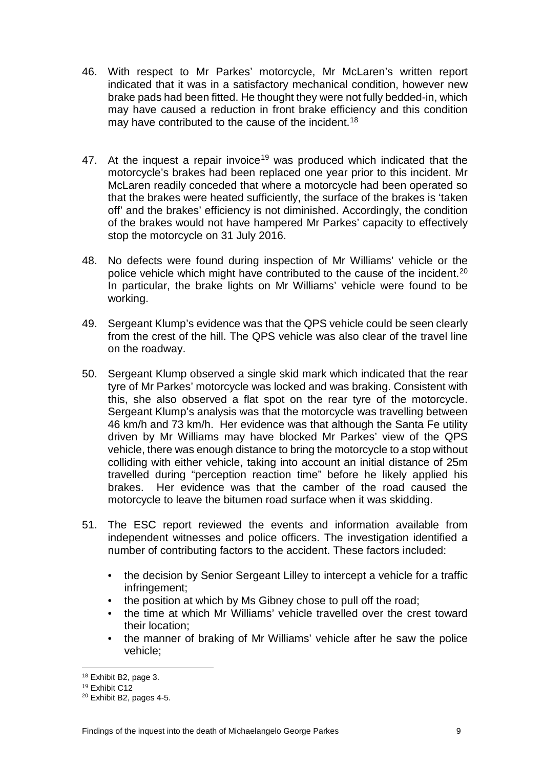46. With respect to Mr Parkes' motorcycle, Mr McLaren's written report indicated that it was in a satisfactory mechanical condition, however new brake pads had been fitted. He thought they were not fully bedded-in, which may have caused a reduction in front brake efficiency and this condition may have contributed to the cause of the incident.[18]

47. At the inquest a repair invoice[19] was produced which indicated that the motorcycle's brakes had been replaced one year prior to this incident. Mr McLaren readily conceded that where a motorcycle had been operated so that the brakes were heated sufficiently, the surface of the brakes is 'taken off' and the brakes' efficiency is not diminished. Accordingly, the condition of the brakes would not have hampered Mr Parkes' capacity to effectively stop the motorcycle on 31 July 2016.

48. No defects were found during inspection of Mr Williams' vehicle or the police vehicle which might have contributed to the cause of the incident.[20] In particular, the brake lights on Mr Williams' vehicle were found to be working.

49. Sergeant Klump's evidence was that the QPS vehicle could be seen clearly from the crest of the hill. The QPS vehicle was also clear of the travel line on the roadway.

50. Sergeant Klump observed a single skid mark which indicated that the rear tyre of Mr Parkes' motorcycle was locked and was braking. Consistent with this, she also observed a flat spot on the rear tyre of the motorcycle. Sergeant Klump's analysis was that the motorcycle was travelling between 46 km/h and 73 km/h. Her evidence was that although the Santa Fe utility driven by Mr Williams may have blocked Mr Parkes' view of the QPS vehicle, there was enough distance to bring the motorcycle to a stop without colliding with either vehicle, taking into account an initial distance of 25m travelled during "perception reaction time" before he likely applied his brakes. Her evidence was that the camber of the road caused the motorcycle to leave the bitumen road surface when it was skidding.

51. The ESC report reviewed the events and information available from independent witnesses and police officers. The investigation identified a number of contributing factors to the accident. These factors included:

    - the decision by Senior Sergeant Lilley to intercept a vehicle for a traffic infringement;
    - the position at which by Ms Gibney chose to pull off the road;
    - the time at which Mr Williams' vehicle travelled over the crest toward their location;
    - the manner of braking of Mr Williams' vehicle after he saw the police vehicle;

---

[18] Exhibit B2, page 3.

[19] Exhibit C12

[20] Exhibit B2, pages 4-5.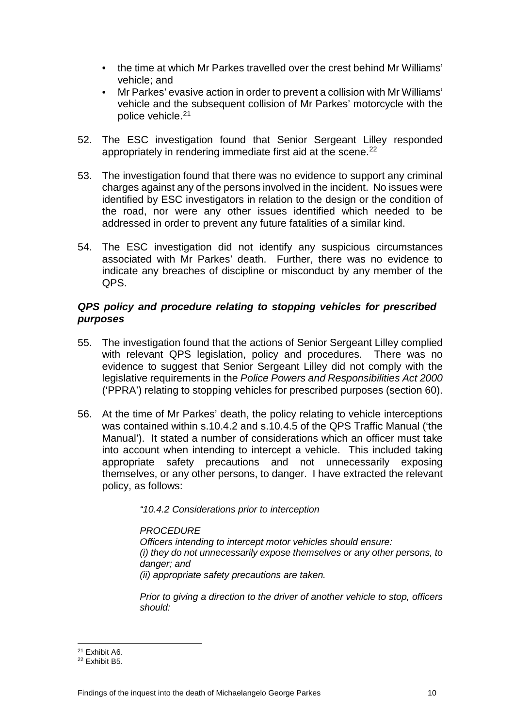- the time at which Mr Parkes travelled over the crest behind Mr Williams' vehicle; and
- Mr Parkes' evasive action in order to prevent a collision with Mr Williams' vehicle and the subsequent collision of Mr Parkes' motorcycle with the police vehicle.[21]

52. The ESC investigation found that Senior Sergeant Lilley responded appropriately in rendering immediate first aid at the scene.[22]

53. The investigation found that there was no evidence to support any criminal charges against any of the persons involved in the incident. No issues were identified by ESC investigators in relation to the design or the condition of the road, nor were any other issues identified which needed to be addressed in order to prevent any future fatalities of a similar kind.

54. The ESC investigation did not identify any suspicious circumstances associated with Mr Parkes' death. Further, there was no evidence to indicate any breaches of discipline or misconduct by any member of the QPS.

### *QPS policy and procedure relating to stopping vehicles for prescribed purposes*

55. The investigation found that the actions of Senior Sergeant Lilley complied with relevant QPS legislation, policy and procedures. There was no evidence to suggest that Senior Sergeant Lilley did not comply with the legislative requirements in the *Police Powers and Responsibilities Act 2000* ('PPRA') relating to stopping vehicles for prescribed purposes (section 60).

56. At the time of Mr Parkes' death, the policy relating to vehicle interceptions was contained within s.10.4.2 and s.10.4.5 of the QPS Traffic Manual ('the Manual'). It stated a number of considerations which an officer must take into account when intending to intercept a vehicle. This included taking appropriate safety precautions and not unnecessarily exposing themselves, or any other persons, to danger. I have extracted the relevant policy, as follows:

> *"10.4.2 Considerations prior to interception*
>
> *PROCEDURE*
> *Officers intending to intercept motor vehicles should ensure:*
> *(i) they do not unnecessarily expose themselves or any other persons, to danger; and*
> *(ii) appropriate safety precautions are taken.*
>
> *Prior to giving a direction to the driver of another vehicle to stop, officers should:*

---

[21] Exhibit A6.

[22] Exhibit B5.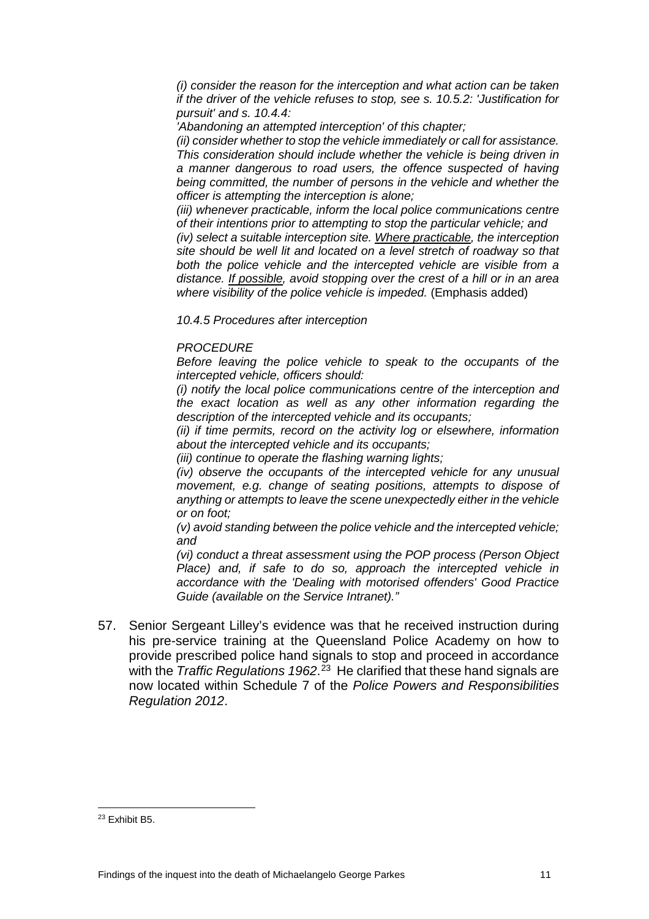*(i) consider the reason for the interception and what action can be taken if the driver of the vehicle refuses to stop, see s. 10.5.2: 'Justification for pursuit' and s. 10.4.4:*

*'Abandoning an attempted interception' of this chapter;*

*(ii) consider whether to stop the vehicle immediately or call for assistance. This consideration should include whether the vehicle is being driven in a manner dangerous to road users, the offence suspected of having being committed, the number of persons in the vehicle and whether the officer is attempting the interception is alone;*

*(iii) whenever practicable, inform the local police communications centre of their intentions prior to attempting to stop the particular vehicle; and*

*(iv) select a suitable interception site. <u>Where practicable</u>, the interception site should be well lit and located on a level stretch of roadway so that both the police vehicle and the intercepted vehicle are visible from a distance. <u>If possible</u>, avoid stopping over the crest of a hill or in an area where visibility of the police vehicle is impeded.* (Emphasis added)

*10.4.5 Procedures after interception*

*PROCEDURE*

*Before leaving the police vehicle to speak to the occupants of the intercepted vehicle, officers should:*

*(i) notify the local police communications centre of the interception and the exact location as well as any other information regarding the description of the intercepted vehicle and its occupants;*

*(ii) if time permits, record on the activity log or elsewhere, information about the intercepted vehicle and its occupants;*

*(iii) continue to operate the flashing warning lights;*

*(iv) observe the occupants of the intercepted vehicle for any unusual movement, e.g. change of seating positions, attempts to dispose of anything or attempts to leave the scene unexpectedly either in the vehicle or on foot;*

*(v) avoid standing between the police vehicle and the intercepted vehicle; and*

*(vi) conduct a threat assessment using the POP process (Person Object Place) and, if safe to do so, approach the intercepted vehicle in accordance with the 'Dealing with motorised offenders' Good Practice Guide (available on the Service Intranet)."*

57. Senior Sergeant Lilley's evidence was that he received instruction during his pre-service training at the Queensland Police Academy on how to provide prescribed police hand signals to stop and proceed in accordance with the *Traffic Regulations 1962*.[23] He clarified that these hand signals are now located within Schedule 7 of the *Police Powers and Responsibilities Regulation 2012*.

[23] Exhibit B5.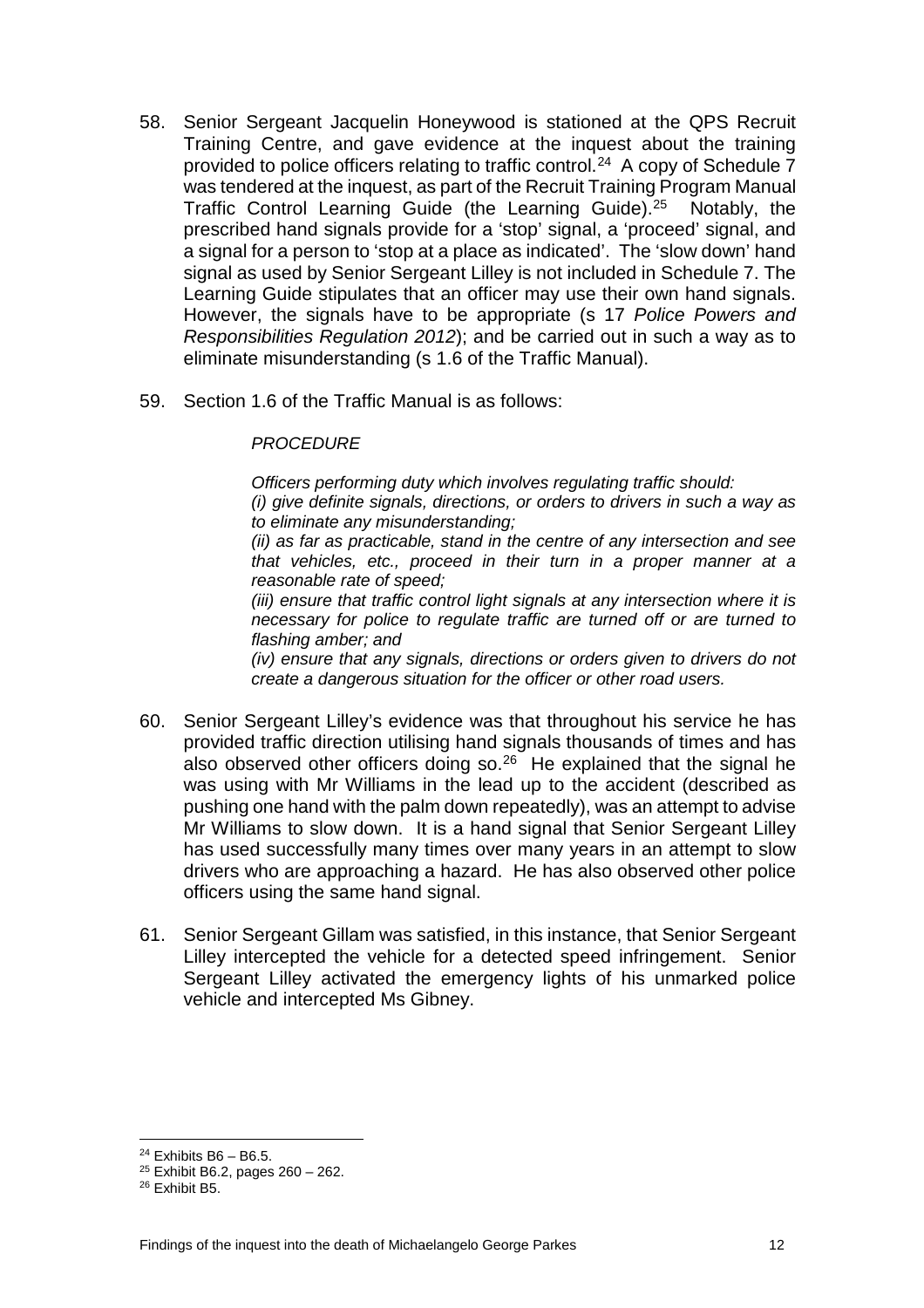58. Senior Sergeant Jacquelin Honeywood is stationed at the QPS Recruit Training Centre, and gave evidence at the inquest about the training provided to police officers relating to traffic control.[24] A copy of Schedule 7 was tendered at the inquest, as part of the Recruit Training Program Manual Traffic Control Learning Guide (the Learning Guide).[25] Notably, the prescribed hand signals provide for a 'stop' signal, a 'proceed' signal, and a signal for a person to 'stop at a place as indicated'. The 'slow down' hand signal as used by Senior Sergeant Lilley is not included in Schedule 7. The Learning Guide stipulates that an officer may use their own hand signals. However, the signals have to be appropriate (s 17 *Police Powers and Responsibilities Regulation 2012*); and be carried out in such a way as to eliminate misunderstanding (s 1.6 of the Traffic Manual).

59. Section 1.6 of the Traffic Manual is as follows:

> *PROCEDURE*
>
> *Officers performing duty which involves regulating traffic should:*
> *(i) give definite signals, directions, or orders to drivers in such a way as to eliminate any misunderstanding;*
> *(ii) as far as practicable, stand in the centre of any intersection and see that vehicles, etc., proceed in their turn in a proper manner at a reasonable rate of speed;*
> *(iii) ensure that traffic control light signals at any intersection where it is necessary for police to regulate traffic are turned off or are turned to flashing amber; and*
> *(iv) ensure that any signals, directions or orders given to drivers do not create a dangerous situation for the officer or other road users.*

60. Senior Sergeant Lilley's evidence was that throughout his service he has provided traffic direction utilising hand signals thousands of times and has also observed other officers doing so.[26] He explained that the signal he was using with Mr Williams in the lead up to the accident (described as pushing one hand with the palm down repeatedly), was an attempt to advise Mr Williams to slow down. It is a hand signal that Senior Sergeant Lilley has used successfully many times over many years in an attempt to slow drivers who are approaching a hazard. He has also observed other police officers using the same hand signal.

61. Senior Sergeant Gillam was satisfied, in this instance, that Senior Sergeant Lilley intercepted the vehicle for a detected speed infringement. Senior Sergeant Lilley activated the emergency lights of his unmarked police vehicle and intercepted Ms Gibney.

---

[24] Exhibits B6 – B6.5.

[25] Exhibit B6.2, pages 260 – 262.

[26] Exhibit B5.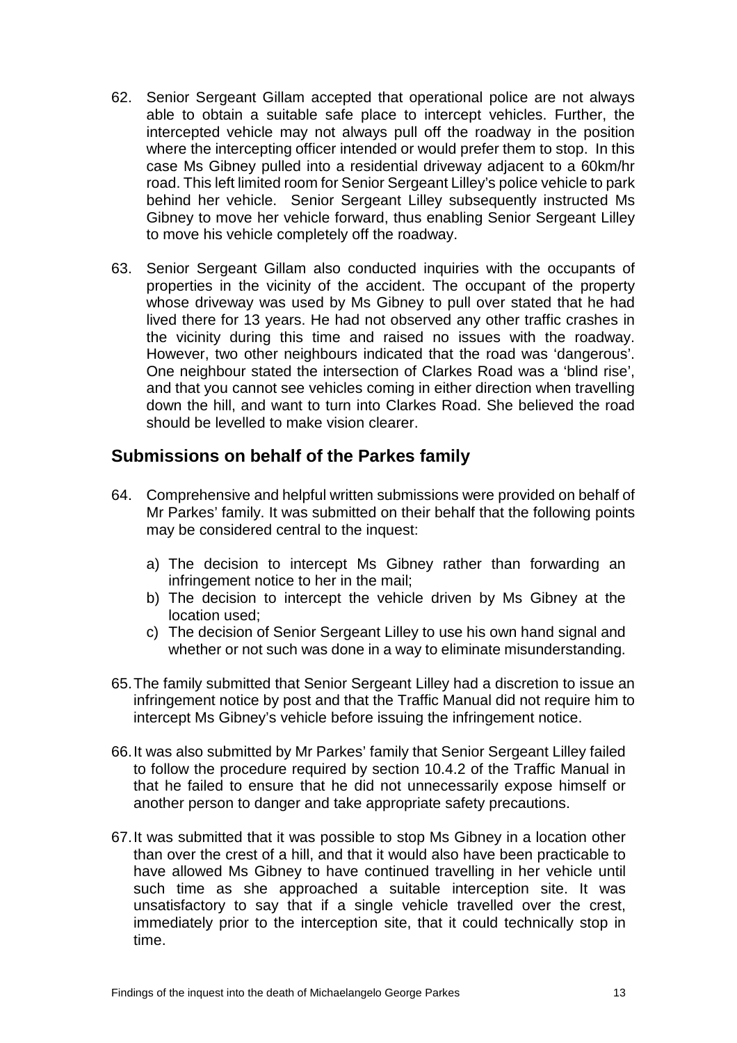62. Senior Sergeant Gillam accepted that operational police are not always able to obtain a suitable safe place to intercept vehicles. Further, the intercepted vehicle may not always pull off the roadway in the position where the intercepting officer intended or would prefer them to stop. In this case Ms Gibney pulled into a residential driveway adjacent to a 60km/hr road. This left limited room for Senior Sergeant Lilley's police vehicle to park behind her vehicle. Senior Sergeant Lilley subsequently instructed Ms Gibney to move her vehicle forward, thus enabling Senior Sergeant Lilley to move his vehicle completely off the roadway.

63. Senior Sergeant Gillam also conducted inquiries with the occupants of properties in the vicinity of the accident. The occupant of the property whose driveway was used by Ms Gibney to pull over stated that he had lived there for 13 years. He had not observed any other traffic crashes in the vicinity during this time and raised no issues with the roadway. However, two other neighbours indicated that the road was 'dangerous'. One neighbour stated the intersection of Clarkes Road was a 'blind rise', and that you cannot see vehicles coming in either direction when travelling down the hill, and want to turn into Clarkes Road. She believed the road should be levelled to make vision clearer.

## Submissions on behalf of the Parkes family

64. Comprehensive and helpful written submissions were provided on behalf of Mr Parkes' family. It was submitted on their behalf that the following points may be considered central to the inquest:

    a) The decision to intercept Ms Gibney rather than forwarding an infringement notice to her in the mail;
    b) The decision to intercept the vehicle driven by Ms Gibney at the location used;
    c) The decision of Senior Sergeant Lilley to use his own hand signal and whether or not such was done in a way to eliminate misunderstanding.

65. The family submitted that Senior Sergeant Lilley had a discretion to issue an infringement notice by post and that the Traffic Manual did not require him to intercept Ms Gibney's vehicle before issuing the infringement notice.

66. It was also submitted by Mr Parkes' family that Senior Sergeant Lilley failed to follow the procedure required by section 10.4.2 of the Traffic Manual in that he failed to ensure that he did not unnecessarily expose himself or another person to danger and take appropriate safety precautions.

67. It was submitted that it was possible to stop Ms Gibney in a location other than over the crest of a hill, and that it would also have been practicable to have allowed Ms Gibney to have continued travelling in her vehicle until such time as she approached a suitable interception site. It was unsatisfactory to say that if a single vehicle travelled over the crest, immediately prior to the interception site, that it could technically stop in time.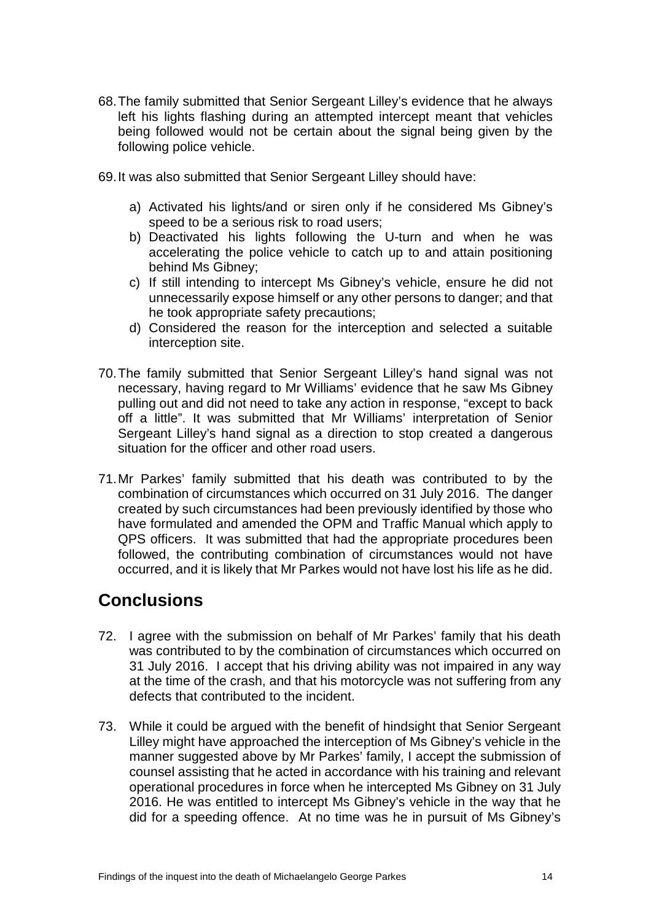68. The family submitted that Senior Sergeant Lilley's evidence that he always left his lights flashing during an attempted intercept meant that vehicles being followed would not be certain about the signal being given by the following police vehicle.

69. It was also submitted that Senior Sergeant Lilley should have:

    a) Activated his lights/and or siren only if he considered Ms Gibney's speed to be a serious risk to road users;
    b) Deactivated his lights following the U-turn and when he was accelerating the police vehicle to catch up to and attain positioning behind Ms Gibney;
    c) If still intending to intercept Ms Gibney's vehicle, ensure he did not unnecessarily expose himself or any other persons to danger; and that he took appropriate safety precautions;
    d) Considered the reason for the interception and selected a suitable interception site.

70. The family submitted that Senior Sergeant Lilley's hand signal was not necessary, having regard to Mr Williams' evidence that he saw Ms Gibney pulling out and did not need to take any action in response, "except to back off a little". It was submitted that Mr Williams' interpretation of Senior Sergeant Lilley's hand signal as a direction to stop created a dangerous situation for the officer and other road users.

71. Mr Parkes' family submitted that his death was contributed to by the combination of circumstances which occurred on 31 July 2016. The danger created by such circumstances had been previously identified by those who have formulated and amended the OPM and Traffic Manual which apply to QPS officers. It was submitted that had the appropriate procedures been followed, the contributing combination of circumstances would not have occurred, and it is likely that Mr Parkes would not have lost his life as he did.

## Conclusions

72. I agree with the submission on behalf of Mr Parkes' family that his death was contributed to by the combination of circumstances which occurred on 31 July 2016. I accept that his driving ability was not impaired in any way at the time of the crash, and that his motorcycle was not suffering from any defects that contributed to the incident.

73. While it could be argued with the benefit of hindsight that Senior Sergeant Lilley might have approached the interception of Ms Gibney's vehicle in the manner suggested above by Mr Parkes' family, I accept the submission of counsel assisting that he acted in accordance with his training and relevant operational procedures in force when he intercepted Ms Gibney on 31 July 2016. He was entitled to intercept Ms Gibney's vehicle in the way that he did for a speeding offence. At no time was he in pursuit of Ms Gibney's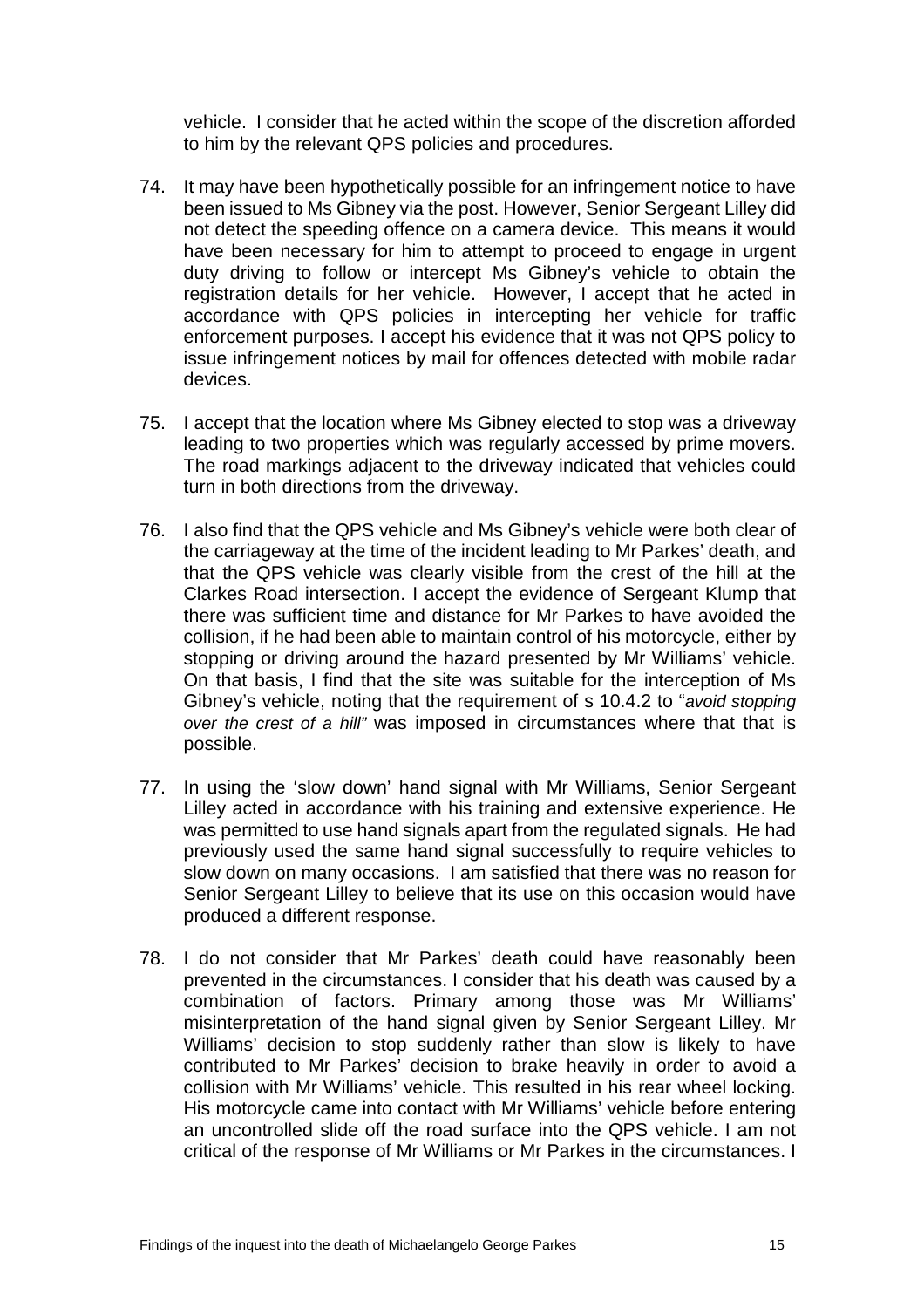vehicle. I consider that he acted within the scope of the discretion afforded to him by the relevant QPS policies and procedures.

74. It may have been hypothetically possible for an infringement notice to have been issued to Ms Gibney via the post. However, Senior Sergeant Lilley did not detect the speeding offence on a camera device. This means it would have been necessary for him to attempt to proceed to engage in urgent duty driving to follow or intercept Ms Gibney's vehicle to obtain the registration details for her vehicle. However, I accept that he acted in accordance with QPS policies in intercepting her vehicle for traffic enforcement purposes. I accept his evidence that it was not QPS policy to issue infringement notices by mail for offences detected with mobile radar devices.

75. I accept that the location where Ms Gibney elected to stop was a driveway leading to two properties which was regularly accessed by prime movers. The road markings adjacent to the driveway indicated that vehicles could turn in both directions from the driveway.

76. I also find that the QPS vehicle and Ms Gibney's vehicle were both clear of the carriageway at the time of the incident leading to Mr Parkes' death, and that the QPS vehicle was clearly visible from the crest of the hill at the Clarkes Road intersection. I accept the evidence of Sergeant Klump that there was sufficient time and distance for Mr Parkes to have avoided the collision, if he had been able to maintain control of his motorcycle, either by stopping or driving around the hazard presented by Mr Williams' vehicle. On that basis, I find that the site was suitable for the interception of Ms Gibney's vehicle, noting that the requirement of s 10.4.2 to "*avoid stopping over the crest of a hill*" was imposed in circumstances where that that is possible.

77. In using the 'slow down' hand signal with Mr Williams, Senior Sergeant Lilley acted in accordance with his training and extensive experience. He was permitted to use hand signals apart from the regulated signals. He had previously used the same hand signal successfully to require vehicles to slow down on many occasions. I am satisfied that there was no reason for Senior Sergeant Lilley to believe that its use on this occasion would have produced a different response.

78. I do not consider that Mr Parkes' death could have reasonably been prevented in the circumstances. I consider that his death was caused by a combination of factors. Primary among those was Mr Williams' misinterpretation of the hand signal given by Senior Sergeant Lilley. Mr Williams' decision to stop suddenly rather than slow is likely to have contributed to Mr Parkes' decision to brake heavily in order to avoid a collision with Mr Williams' vehicle. This resulted in his rear wheel locking. His motorcycle came into contact with Mr Williams' vehicle before entering an uncontrolled slide off the road surface into the QPS vehicle. I am not critical of the response of Mr Williams or Mr Parkes in the circumstances. I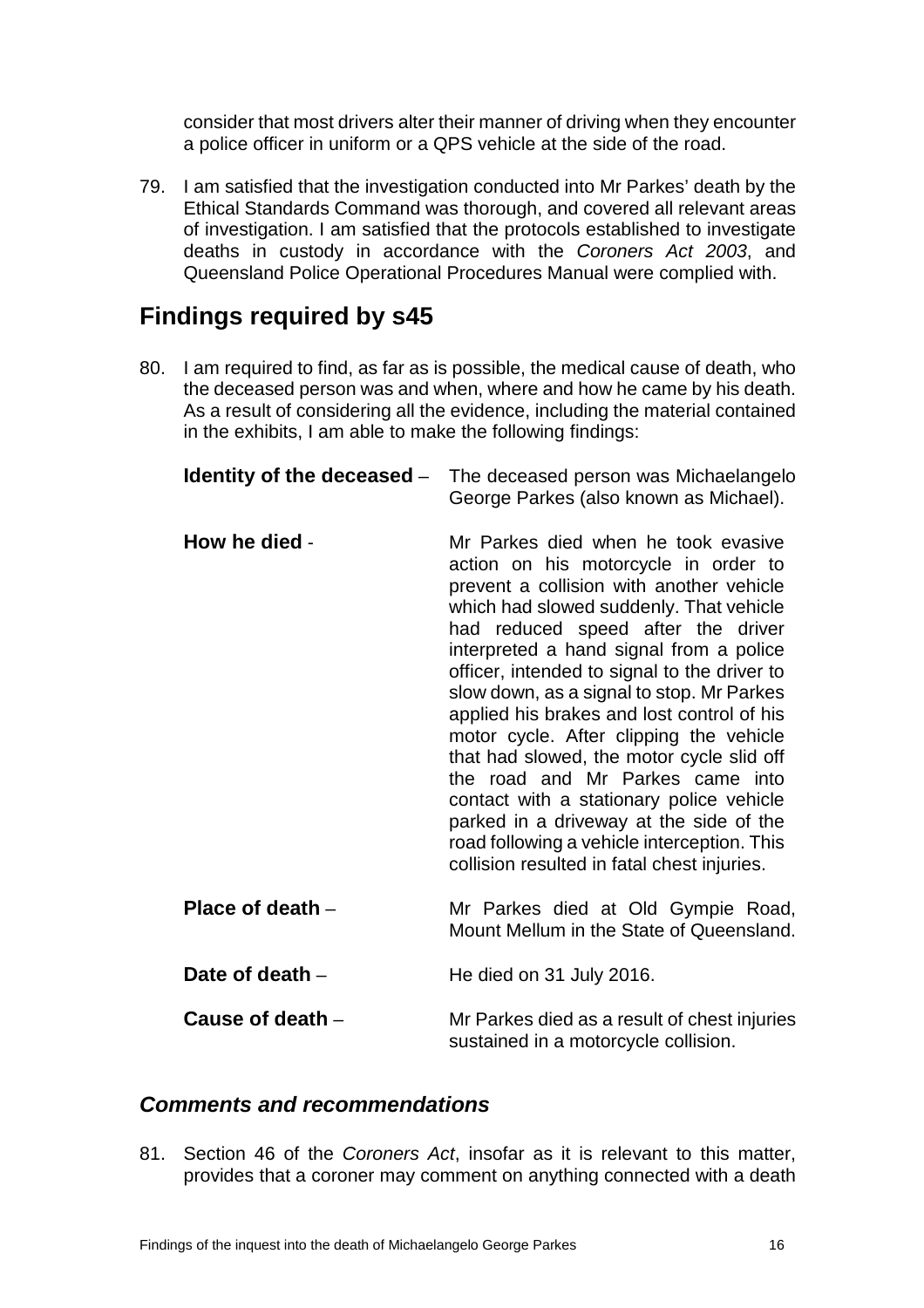consider that most drivers alter their manner of driving when they encounter a police officer in uniform or a QPS vehicle at the side of the road.

79. I am satisfied that the investigation conducted into Mr Parkes' death by the Ethical Standards Command was thorough, and covered all relevant areas of investigation. I am satisfied that the protocols established to investigate deaths in custody in accordance with the *Coroners Act 2003*, and Queensland Police Operational Procedures Manual were complied with.

## Findings required by s45

80. I am required to find, as far as is possible, the medical cause of death, who the deceased person was and when, where and how he came by his death. As a result of considering all the evidence, including the material contained in the exhibits, I am able to make the following findings:

**Identity of the deceased** – The deceased person was Michaelangelo George Parkes (also known as Michael).

**How he died** - Mr Parkes died when he took evasive action on his motorcycle in order to prevent a collision with another vehicle which had slowed suddenly. That vehicle had reduced speed after the driver interpreted a hand signal from a police officer, intended to signal to the driver to slow down, as a signal to stop. Mr Parkes applied his brakes and lost control of his motor cycle. After clipping the vehicle that had slowed, the motor cycle slid off the road and Mr Parkes came into contact with a stationary police vehicle parked in a driveway at the side of the road following a vehicle interception. This collision resulted in fatal chest injuries.

**Place of death** – Mr Parkes died at Old Gympie Road, Mount Mellum in the State of Queensland.

**Date of death** – He died on 31 July 2016.

**Cause of death** – Mr Parkes died as a result of chest injuries sustained in a motorcycle collision.

### *Comments and recommendations*

81. Section 46 of the *Coroners Act*, insofar as it is relevant to this matter, provides that a coroner may comment on anything connected with a death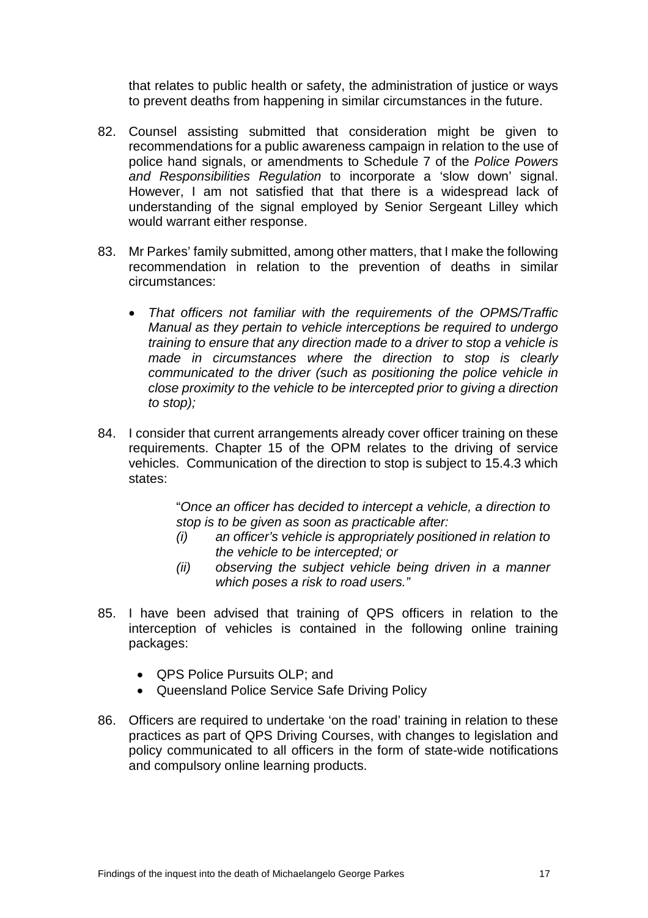that relates to public health or safety, the administration of justice or ways to prevent deaths from happening in similar circumstances in the future.

82. Counsel assisting submitted that consideration might be given to recommendations for a public awareness campaign in relation to the use of police hand signals, or amendments to Schedule 7 of the *Police Powers and Responsibilities Regulation* to incorporate a 'slow down' signal. However, I am not satisfied that that there is a widespread lack of understanding of the signal employed by Senior Sergeant Lilley which would warrant either response.

83. Mr Parkes' family submitted, among other matters, that I make the following recommendation in relation to the prevention of deaths in similar circumstances:

    - *That officers not familiar with the requirements of the OPMS/Traffic Manual as they pertain to vehicle interceptions be required to undergo training to ensure that any direction made to a driver to stop a vehicle is made in circumstances where the direction to stop is clearly communicated to the driver (such as positioning the police vehicle in close proximity to the vehicle to be intercepted prior to giving a direction to stop);*

84. I consider that current arrangements already cover officer training on these requirements. Chapter 15 of the OPM relates to the driving of service vehicles. Communication of the direction to stop is subject to 15.4.3 which states:

    > "*Once an officer has decided to intercept a vehicle, a direction to stop is to be given as soon as practicable after:*
    > *(i) an officer's vehicle is appropriately positioned in relation to the vehicle to be intercepted; or*
    > *(ii) observing the subject vehicle being driven in a manner which poses a risk to road users."*

85. I have been advised that training of QPS officers in relation to the interception of vehicles is contained in the following online training packages:

    - QPS Police Pursuits OLP; and
    - Queensland Police Service Safe Driving Policy

86. Officers are required to undertake 'on the road' training in relation to these practices as part of QPS Driving Courses, with changes to legislation and policy communicated to all officers in the form of state-wide notifications and compulsory online learning products.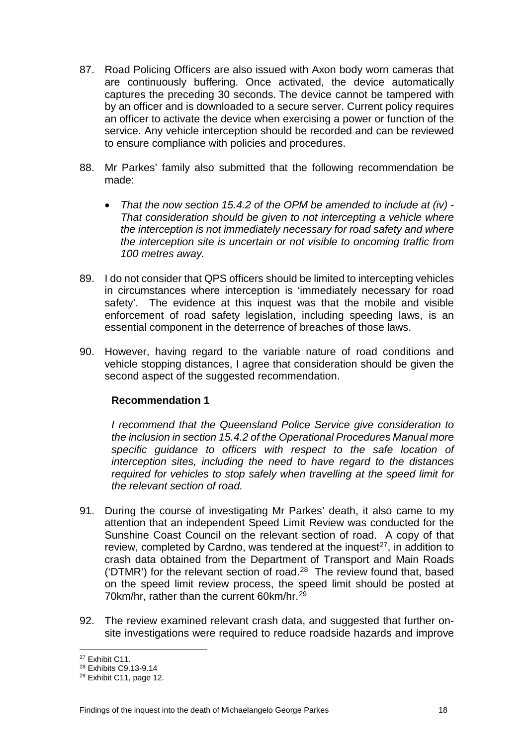87. Road Policing Officers are also issued with Axon body worn cameras that are continuously buffering. Once activated, the device automatically captures the preceding 30 seconds. The device cannot be tampered with by an officer and is downloaded to a secure server. Current policy requires an officer to activate the device when exercising a power or function of the service. Any vehicle interception should be recorded and can be reviewed to ensure compliance with policies and procedures.

88. Mr Parkes' family also submitted that the following recommendation be made:

    - *That the now section 15.4.2 of the OPM be amended to include at (iv) - That consideration should be given to not intercepting a vehicle where the interception is not immediately necessary for road safety and where the interception site is uncertain or not visible to oncoming traffic from 100 metres away.*

89. I do not consider that QPS officers should be limited to intercepting vehicles in circumstances where interception is 'immediately necessary for road safety'. The evidence at this inquest was that the mobile and visible enforcement of road safety legislation, including speeding laws, is an essential component in the deterrence of breaches of those laws.

90. However, having regard to the variable nature of road conditions and vehicle stopping distances, I agree that consideration should be given the second aspect of the suggested recommendation.

**Recommendation 1**

*I recommend that the Queensland Police Service give consideration to the inclusion in section 15.4.2 of the Operational Procedures Manual more specific guidance to officers with respect to the safe location of interception sites, including the need to have regard to the distances required for vehicles to stop safely when travelling at the speed limit for the relevant section of road.*

91. During the course of investigating Mr Parkes' death, it also came to my attention that an independent Speed Limit Review was conducted for the Sunshine Coast Council on the relevant section of road. A copy of that review, completed by Cardno, was tendered at the inquest[27], in addition to crash data obtained from the Department of Transport and Main Roads ('DTMR') for the relevant section of road.[28] The review found that, based on the speed limit review process, the speed limit should be posted at 70km/hr, rather than the current 60km/hr.[29]

92. The review examined relevant crash data, and suggested that further on-site investigations were required to reduce roadside hazards and improve

---

[27] Exhibit C11.

[28] Exhibits C9.13-9.14

[29] Exhibit C11, page 12.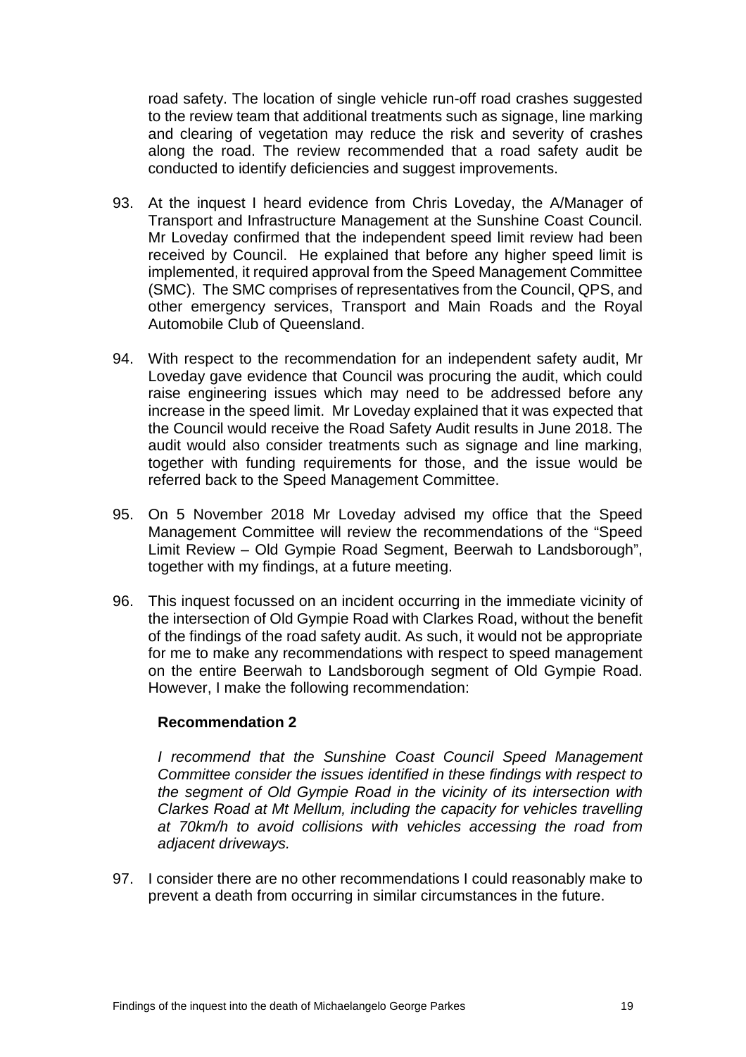road safety. The location of single vehicle run-off road crashes suggested to the review team that additional treatments such as signage, line marking and clearing of vegetation may reduce the risk and severity of crashes along the road. The review recommended that a road safety audit be conducted to identify deficiencies and suggest improvements.

93. At the inquest I heard evidence from Chris Loveday, the A/Manager of Transport and Infrastructure Management at the Sunshine Coast Council. Mr Loveday confirmed that the independent speed limit review had been received by Council. He explained that before any higher speed limit is implemented, it required approval from the Speed Management Committee (SMC). The SMC comprises of representatives from the Council, QPS, and other emergency services, Transport and Main Roads and the Royal Automobile Club of Queensland.

94. With respect to the recommendation for an independent safety audit, Mr Loveday gave evidence that Council was procuring the audit, which could raise engineering issues which may need to be addressed before any increase in the speed limit. Mr Loveday explained that it was expected that the Council would receive the Road Safety Audit results in June 2018. The audit would also consider treatments such as signage and line marking, together with funding requirements for those, and the issue would be referred back to the Speed Management Committee.

95. On 5 November 2018 Mr Loveday advised my office that the Speed Management Committee will review the recommendations of the "Speed Limit Review – Old Gympie Road Segment, Beerwah to Landsborough", together with my findings, at a future meeting.

96. This inquest focussed on an incident occurring in the immediate vicinity of the intersection of Old Gympie Road with Clarkes Road, without the benefit of the findings of the road safety audit. As such, it would not be appropriate for me to make any recommendations with respect to speed management on the entire Beerwah to Landsborough segment of Old Gympie Road. However, I make the following recommendation:

**Recommendation 2**

*I recommend that the Sunshine Coast Council Speed Management Committee consider the issues identified in these findings with respect to the segment of Old Gympie Road in the vicinity of its intersection with Clarkes Road at Mt Mellum, including the capacity for vehicles travelling at 70km/h to avoid collisions with vehicles accessing the road from adjacent driveways.*

97. I consider there are no other recommendations I could reasonably make to prevent a death from occurring in similar circumstances in the future.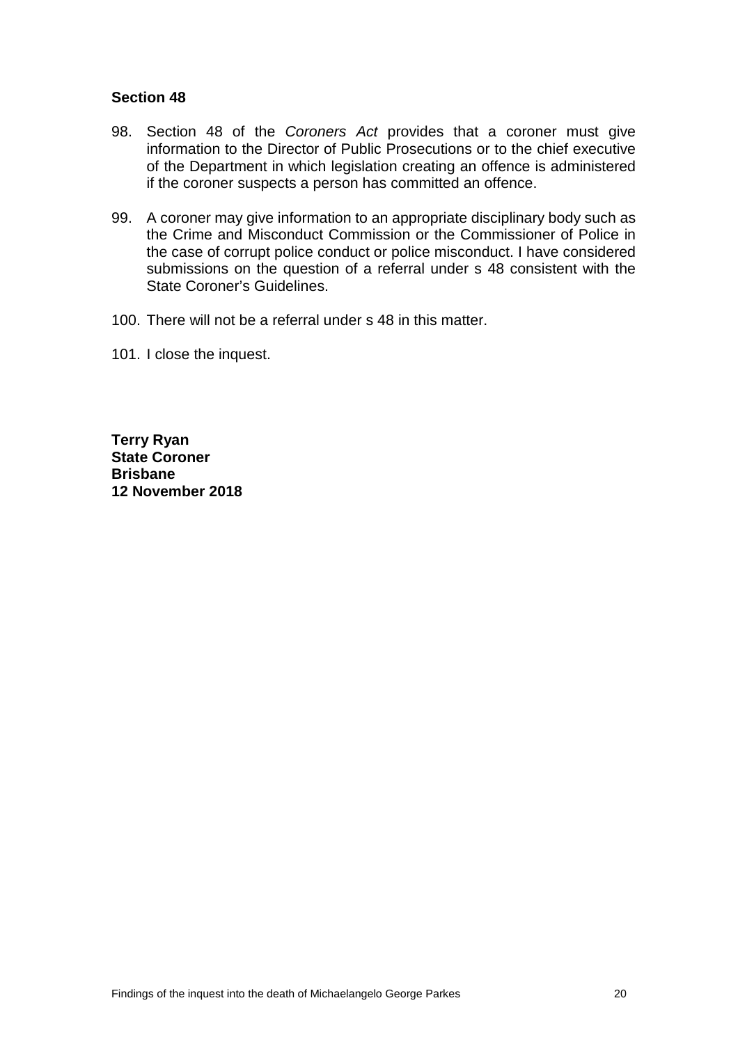**Section 48**

98. Section 48 of the *Coroners Act* provides that a coroner must give information to the Director of Public Prosecutions or to the chief executive of the Department in which legislation creating an offence is administered if the coroner suspects a person has committed an offence.

99. A coroner may give information to an appropriate disciplinary body such as the Crime and Misconduct Commission or the Commissioner of Police in the case of corrupt police conduct or police misconduct. I have considered submissions on the question of a referral under s 48 consistent with the State Coroner's Guidelines.

100. There will not be a referral under s 48 in this matter.

101. I close the inquest.

**Terry Ryan**
**State Coroner**
**Brisbane**
**12 November 2018**